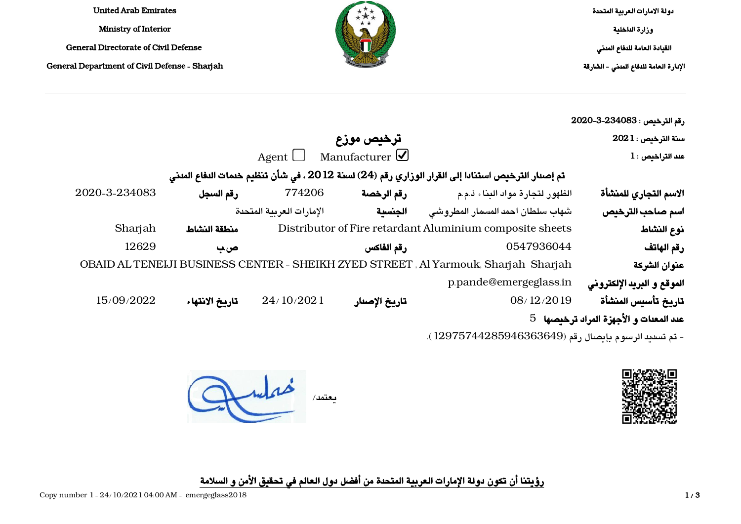| United Arab Emirates | دولة الامارات العربية المتحدة |
|---|---|
| Ministry of Interior | وزارة الداخلية |
| General Directorate of Civil Defense | القيادة العامة للدفاع المدني |
| General Department of Civil Defense - Sharjah | الإدارة العامة للدفاع المدني - الشارقة |

رقم الترخيص : 2020-3-234083

سنة الترخيص : 2021

عدد التراخيص : 1

# ترخيص موزع

Agent ☐ Manufacturer ☑

**تم إصدار الترخيص استنادا إلى القرار الوزاري رقم (24) لسنة 2012 ، في شأن تنظيم خدمات الدفاع المدني**

| | | | |
|---|---|---|---|
| **الاسم التجاري للمنشأة** | الظهور لتجارة مواد البناء ذ.م.م | **رقم الرخصة** | 774206 |
| **رقم السجل** | 2020-3-234083 | | |
| **اسم صاحب الترخيص** | شهاب سلطان احمد المسمار المطروشي | **الجنسية** | الإمارات العربية المتحدة |
| **نوع النشاط** | Distributor of Fire retardant Aluminium composite sheets | **منطقة النشاط** | Sharjah |
| **رقم الهاتف** | 0547936044 | **رقم الفاكس** | |
| **ص.ب** | 12629 | | |
| **عنوان الشركة** | OBAID AL TENEIJI BUSINESS CENTER - SHEIKH ZYED STREET , Al Yarmouk. Sharjah Sharjah | | |
| **الموقع و البريد الإلكتروني** | p.pande@emergeglass.in | | |
| **تاريخ تأسيس المنشأة** | 08/12/2019 | **تاريخ الإصدار** | 24/10/2021 |
| **تاريخ الانتهاء** | 15/09/2022 | | |
| **عدد المعدات و الأجهزة المراد ترخيصها** | 5 | | |

- تم تسديد الرسوم بإيصال رقم (12975744285946363649).

يعتمد/

**رؤيتنا أن تكون دولة الإمارات العربية المتحدة من أفضل دول العالم في تحقيق الأمن و السلامة**

Copy number 1 - 24/10/2021 04:00 AM - emergeglass2018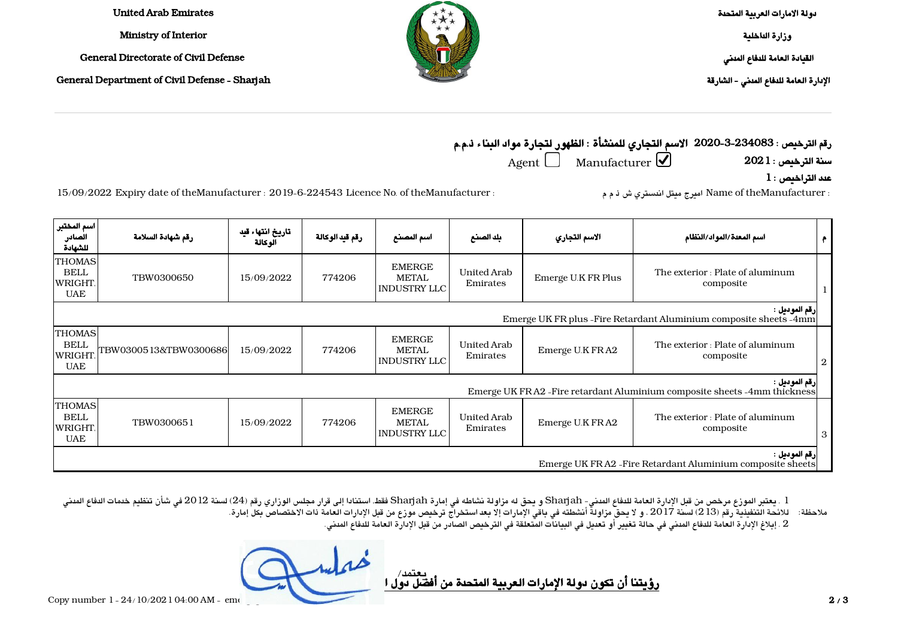United Arab Emirates

Ministry of Interior

General Directorate of Civil Defense

General Department of Civil Defense - Sharjah

دولة الامارات العربية المتحدة

وزارة الداخلية

القيادة العامة للدفاع المدني

الإدارة العامة للدفاع المدني - الشارقة

**رقم الترخيص : 2020-3-234083  الاسم التجاري للمنشأة : الظهور لتجارة مواد البناء ذ.م.م**

**سنة الترخيص : 2021**   Manufacturer ☑   Agent ☐

**عدد التراخيص : 1**

Name of theManufacturer : اميرج ميتل انستري ش ذ م م   Licence No. of theManufacturer : 2019-6-224543   Expiry date of theManufacturer : 15/09/2022

| م | اسم المعدة/المواد/النظام | الاسم التجاري | بلد الصنع | اسم المصنع | رقم قيد الوكالة | تاريخ انتهاء قيد الوكالة | رقم شهادة السلامة | اسم المختبر الصادر للشهادة |
|---|---|---|---|---|---|---|---|---|
| 1 | The exterior : Plate of aluminum composite | Emerge U.K FR Plus | United Arab Emirates | EMERGE METAL INDUSTRY LLC | 774206 | 15/09/2022 | TBW0300650 | THOMAS BELL WRIGHT. UAE |
| رقم الموديل : Emerge UK FR plus -Fire Retardant Aluminium composite sheets -4mm | | | | | | | | |
| 2 | The exterior : Plate of aluminum composite | Emerge U.K FR A2 | United Arab Emirates | EMERGE METAL INDUSTRY LLC | 774206 | 15/09/2022 | TBW0300513&TBW0300686 | THOMAS BELL WRIGHT. UAE |
| رقم الموديل : Emerge UK FR A2 -Fire retardant Aluminium composite sheets -4mm thickness | | | | | | | | |
| 3 | The exterior : Plate of aluminum composite | Emerge U.K FR A2 | United Arab Emirates | EMERGE METAL INDUSTRY LLC | 774206 | 15/09/2022 | TBW0300651 | THOMAS BELL WRIGHT. UAE |
| رقم الموديل : Emerge UK FR A2 -Fire Retardant Aluminium composite sheets | | | | | | | | |

ملاحظة:
1 . يعتبر الموزع مرخص من قبل الإدارة العامة للدفاع المدني- Sharjah و يحق له مزاولة نشاطه في إمارة Sharjah فقط، استنادا إلى قرار مجلس الوزاري رقم (24) لسنة 2012 في شأن تنظيم خدمات الدفاع المدني للائحة التنفيذية رقم (213) لسنة 2017 . و لا يحق مزاولة أنشطته في باقي الإمارات إلا بعد استخراج ترخيص موزع من قبل الإدارات العامة ذات الاختصاص بكل إمارة.
2 . إبلاغ الإدارة العامة للدفاع المدني في حالة تغيير أو تعديل في البيانات المتعلقة في الترخيص الصادر من قبل الإدارة العامة للدفاع المدني.

يعتمد/

**رؤيتنا أن تكون دولة الإمارات العربية المتحدة من أفضل دول ا**

Copy number 1 - 24/10/2021 04:00 AM - em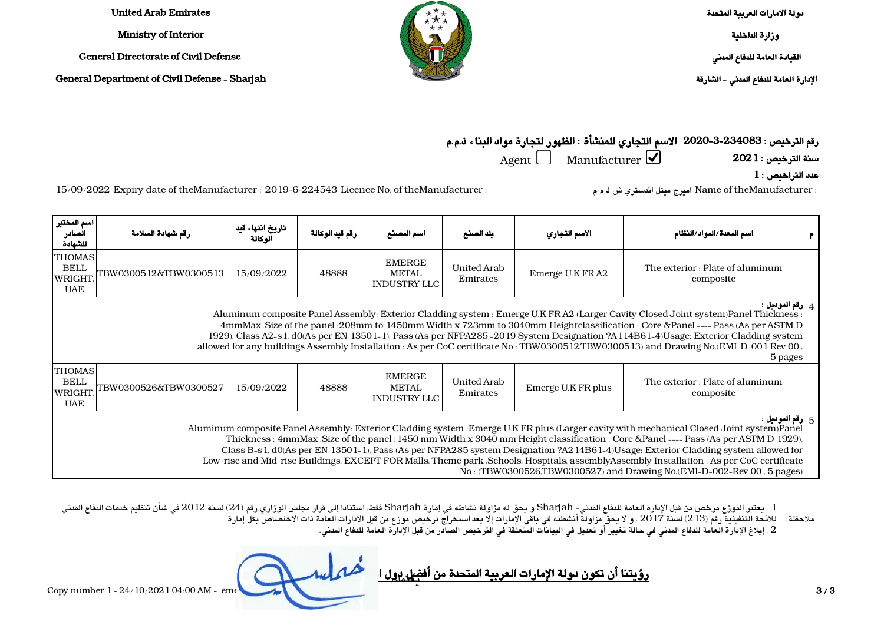United Arab Emirates

Ministry of Interior

General Directorate of Civil Defense

General Department of Civil Defense - Sharjah

دولة الامارات العربية المتحدة

وزارة الداخلية

القيادة العامة للدفاع المدني

الإدارة العامة للدفاع المدني - الشارقة

**رقم الترخيص : 2020-3-234083 الاسم التجاري للمنشأة : الظهور لتجارة مواد البناء ذ.م.م**

**سنة الترخيص : 2021** Agent ☐ Manufacturer ☑

**عدد التراخيص : 1**

Name of theManufacturer : اميرج ميتل انستري ش ذ م م Licence No. of theManufacturer : 2019-6-224543 Expiry date of theManufacturer : 15/09/2022

| م | اسم المعدة/المواد/النظام | الاسم التجاري | بلد الصنع | اسم المصنع | رقم قيد الوكالة | تاريخ انتهاء قيد الوكالة | رقم شهادة السلامة | اسم المختبر الصادر للشهادة |
|---|---|---|---|---|---|---|---|---|
| 4 | The exterior : Plate of aluminum composite | Emerge U.K FR A2 | United Arab Emirates | EMERGE METAL INDUSTRY LLC | 48888 | 15/09/2022 | TBW0300512&TBW0300513 | THOMAS BELL WRIGHT, UAE |
| | **رقم الموديل :** Aluminum composite Panel Assembly: Exterior Cladding system : Emerge U.K FR A2 (Larger Cavity Closed Joint system)Panel Thickness : 4mmMax .Size of the panel :208mm to 1450mm Width x 723mm to 3040mm Heightclassification : Core &Panel ---- Pass (As per ASTM D 1929), Class A2-s1, d0(As per EN 13501-1), Pass (As per NFPA285 -2019 System Designation ?A114B61-4)Usage: Exterior Cladding system allowed for any buildings Assembly Installation : As per CoC certificate No : TBW0300512,TBW0300513) and Drawing No.(EMI-D-001 Rev 00 , 5 pages | | | | | | | |
| 5 | The exterior : Plate of aluminum composite | Emerge U.K FR plus | United Arab Emirates | EMERGE METAL INDUSTRY LLC | 48888 | 15/09/2022 | TBW0300526&TBW0300527 | THOMAS BELL WRIGHT, UAE |
| | **رقم الموديل :** Aluminum composite Panel Assembly: Exterior Cladding system :Emerge U.K FR plus (Larger cavity with mechanical Closed Joint system)Panel Thickness : 4mmMax .Size of the panel : 1450 mm Width x 3040 mm Height classification : Core &Panel ---- Pass (As per ASTM D 1929), Class B-s1, d0(As per EN 13501-1), Pass (As per NFPA285 system Designation ?A214B61-4)Usage: Exterior Cladding system allowed for Low-rise and Mid-rise Buildings, EXCEPT FOR Malls, Theme park ,Schools, Hospitals, assemblyAssembly Installation : As per CoC certificate No : (TBW0300526,TBW0300527) and Drawing No.(EMI-D-002-Rev 00 , 5 pages) | | | | | | | |

ملاحظة: 1 . يعتبر الموزع مرخص من قبل الإدارة العامة للدفاع المدني- Sharjah و يحق له مزاولة نشاطه في إمارة Sharjah فقط، استنادا إلى قرار مجلس الوزاري رقم (24) لسنة 2012 في شأن تنظيم خدمات الدفاع المدني للائحة التنفيذية رقم (213) لسنة 2017 . و لا يحق مزاولة أنشطته في باقي الإمارات إلا بعد استخراج ترخيص موزع من قبل الإدارات العامة ذات الاختصاص بكل إمارة.
2 . إبلاغ الإدارة العامة للدفاع المدني في حالة تغيير أو تعديل في البيانات المتعلقة في الترخيص الصادر من قبل الإدارة العامة للدفاع المدني.

**رؤيتنا أن تكون دولة الإمارات العربية المتحدة من أفضل دول العالم**

Copy number 1 - 24/10/2021 04:00 AM - em